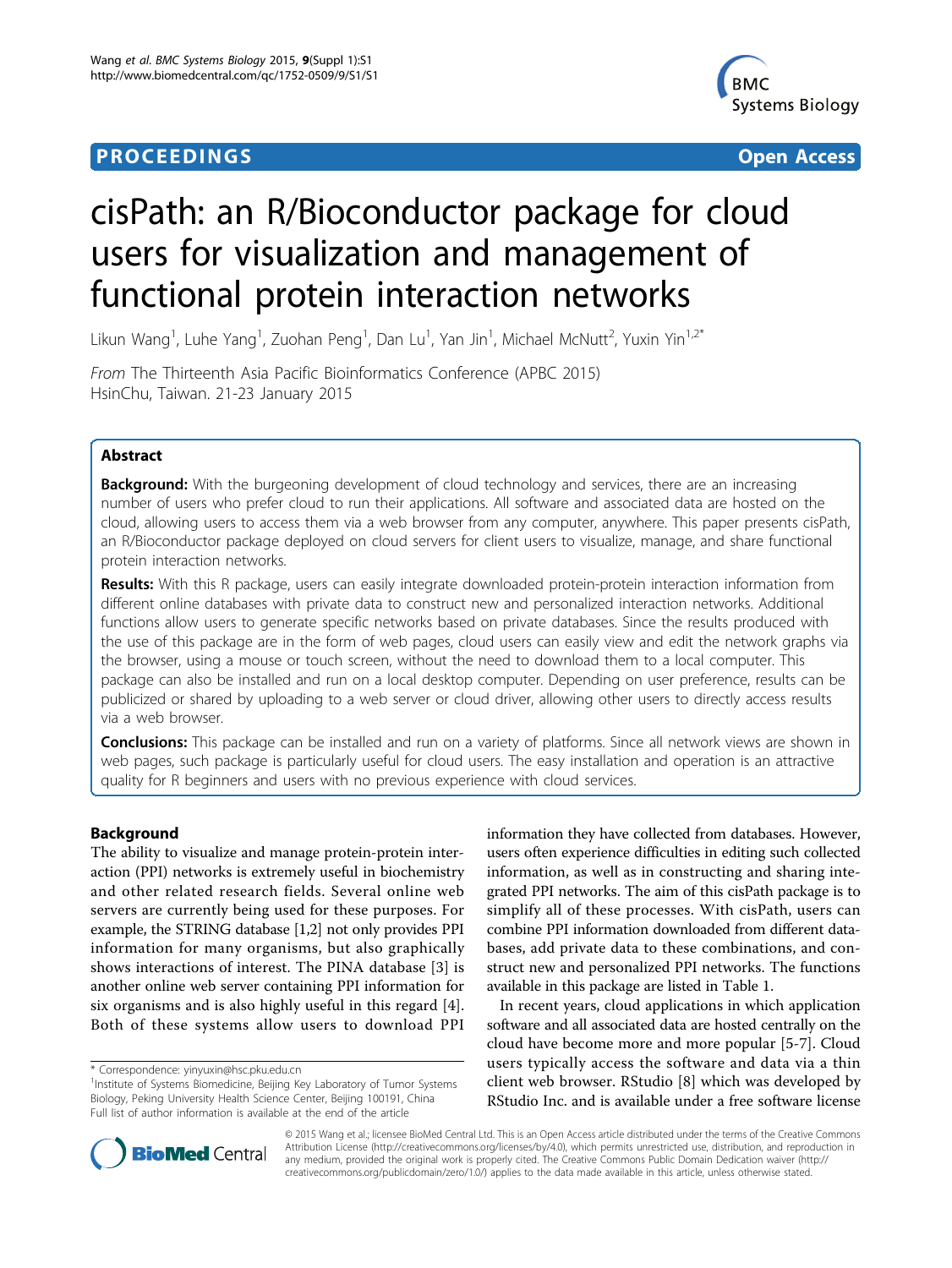# cisPath: an R/Bioconductor package for cloud users for visualization and management of functional protein interaction networks

Likun Wang[1], Luhe Yang[1], Zuohan Peng[1], Dan Lu[1], Yan Jin[1], Michael McNutt[2], Yuxin Yin[1,2*]

*From* The Thirteenth Asia Pacific Bioinformatics Conference (APBC 2015)
HsinChu, Taiwan. 21-23 January 2015

## Abstract

**Background:** With the burgeoning development of cloud technology and services, there are an increasing number of users who prefer cloud to run their applications. All software and associated data are hosted on the cloud, allowing users to access them via a web browser from any computer, anywhere. This paper presents cisPath, an R/Bioconductor package deployed on cloud servers for client users to visualize, manage, and share functional protein interaction networks.

**Results:** With this R package, users can easily integrate downloaded protein-protein interaction information from different online databases with private data to construct new and personalized interaction networks. Additional functions allow users to generate specific networks based on private databases. Since the results produced with the use of this package are in the form of web pages, cloud users can easily view and edit the network graphs via the browser, using a mouse or touch screen, without the need to download them to a local computer. This package can also be installed and run on a local desktop computer. Depending on user preference, results can be publicized or shared by uploading to a web server or cloud driver, allowing other users to directly access results via a web browser.

**Conclusions:** This package can be installed and run on a variety of platforms. Since all network views are shown in web pages, such package is particularly useful for cloud users. The easy installation and operation is an attractive quality for R beginners and users with no previous experience with cloud services.

## Background

The ability to visualize and manage protein-protein interaction (PPI) networks is extremely useful in biochemistry and other related research fields. Several online web servers are currently being used for these purposes. For example, the STRING database [1,2] not only provides PPI information for many organisms, but also graphically shows interactions of interest. The PINA database [3] is another online web server containing PPI information for six organisms and is also highly useful in this regard [4]. Both of these systems allow users to download PPI information they have collected from databases. However, users often experience difficulties in editing such collected information, as well as in constructing and sharing integrated PPI networks. The aim of this cisPath package is to simplify all of these processes. With cisPath, users can combine PPI information downloaded from different databases, add private data to these combinations, and construct new and personalized PPI networks. The functions available in this package are listed in Table 1.

In recent years, cloud applications in which application software and all associated data are hosted centrally on the cloud have become more and more popular [5-7]. Cloud users typically access the software and data via a thin client web browser. RStudio [8] which was developed by RStudio Inc. and is available under a free software license

* Correspondence: yinyuxin@hsc.pku.edu.cn
[1]Institute of Systems Biomedicine, Beijing Key Laboratory of Tumor Systems Biology, Peking University Health Science Center, Beijing 100191, China
Full list of author information is available at the end of the article

© 2015 Wang et al.; licensee BioMed Central Ltd. This is an Open Access article distributed under the terms of the Creative Commons Attribution License (http://creativecommons.org/licenses/by/4.0), which permits unrestricted use, distribution, and reproduction in any medium, provided the original work is properly cited. The Creative Commons Public Domain Dedication waiver (http://creativecommons.org/publicdomain/zero/1.0/) applies to the data made available in this article, unless otherwise stated.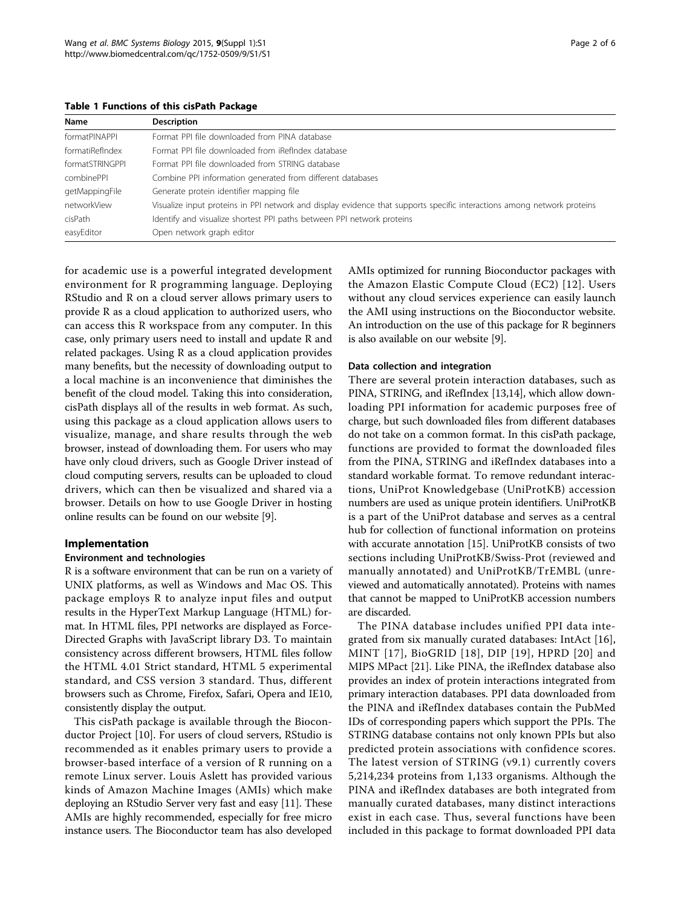**Table 1 Functions of this cisPath Package**

| Name | Description |
|---|---|
| formatPINAPPI | Format PPI file downloaded from PINA database |
| formatiRefIndex | Format PPI file downloaded from iRefIndex database |
| formatSTRINGPPI | Format PPI file downloaded from STRING database |
| combinePPI | Combine PPI information generated from different databases |
| getMappingFile | Generate protein identifier mapping file |
| networkView | Visualize input proteins in PPI network and display evidence that supports specific interactions among network proteins |
| cisPath | Identify and visualize shortest PPI paths between PPI network proteins |
| easyEditor | Open network graph editor |

for academic use is a powerful integrated development environment for R programming language. Deploying RStudio and R on a cloud server allows primary users to provide R as a cloud application to authorized users, who can access this R workspace from any computer. In this case, only primary users need to install and update R and related packages. Using R as a cloud application provides many benefits, but the necessity of downloading output to a local machine is an inconvenience that diminishes the benefit of the cloud model. Taking this into consideration, cisPath displays all of the results in web format. As such, using this package as a cloud application allows users to visualize, manage, and share results through the web browser, instead of downloading them. For users who may have only cloud drivers, such as Google Driver instead of cloud computing servers, results can be uploaded to cloud drivers, which can then be visualized and shared via a browser. Details on how to use Google Driver in hosting online results can be found on our website [9].

## Implementation

### Environment and technologies

R is a software environment that can be run on a variety of UNIX platforms, as well as Windows and Mac OS. This package employs R to analyze input files and output results in the HyperText Markup Language (HTML) format. In HTML files, PPI networks are displayed as Force-Directed Graphs with JavaScript library D3. To maintain consistency across different browsers, HTML files follow the HTML 4.01 Strict standard, HTML 5 experimental standard, and CSS version 3 standard. Thus, different browsers such as Chrome, Firefox, Safari, Opera and IE10, consistently display the output.

This cisPath package is available through the Bioconductor Project [10]. For users of cloud servers, RStudio is recommended as it enables primary users to provide a browser-based interface of a version of R running on a remote Linux server. Louis Aslett has provided various kinds of Amazon Machine Images (AMIs) which make deploying an RStudio Server very fast and easy [11]. These AMIs are highly recommended, especially for free micro instance users. The Bioconductor team has also developed AMIs optimized for running Bioconductor packages with the Amazon Elastic Compute Cloud (EC2) [12]. Users without any cloud services experience can easily launch the AMI using instructions on the Bioconductor website. An introduction on the use of this package for R beginners is also available on our website [9].

### Data collection and integration

There are several protein interaction databases, such as PINA, STRING, and iRefIndex [13,14], which allow downloading PPI information for academic purposes free of charge, but such downloaded files from different databases do not take on a common format. In this cisPath package, functions are provided to format the downloaded files from the PINA, STRING and iRefIndex databases into a standard workable format. To remove redundant interactions, UniProt Knowledgebase (UniProtKB) accession numbers are used as unique protein identifiers. UniProtKB is a part of the UniProt database and serves as a central hub for collection of functional information on proteins with accurate annotation [15]. UniProtKB consists of two sections including UniProtKB/Swiss-Prot (reviewed and manually annotated) and UniProtKB/TrEMBL (unreviewed and automatically annotated). Proteins with names that cannot be mapped to UniProtKB accession numbers are discarded.

The PINA database includes unified PPI data integrated from six manually curated databases: IntAct [16], MINT [17], BioGRID [18], DIP [19], HPRD [20] and MIPS MPact [21]. Like PINA, the iRefIndex database also provides an index of protein interactions integrated from primary interaction databases. PPI data downloaded from the PINA and iRefIndex databases contain the PubMed IDs of corresponding papers which support the PPIs. The STRING database contains not only known PPIs but also predicted protein associations with confidence scores. The latest version of STRING (v9.1) currently covers 5,214,234 proteins from 1,133 organisms. Although the PINA and iRefIndex databases are both integrated from manually curated databases, many distinct interactions exist in each case. Thus, several functions have been included in this package to format downloaded PPI data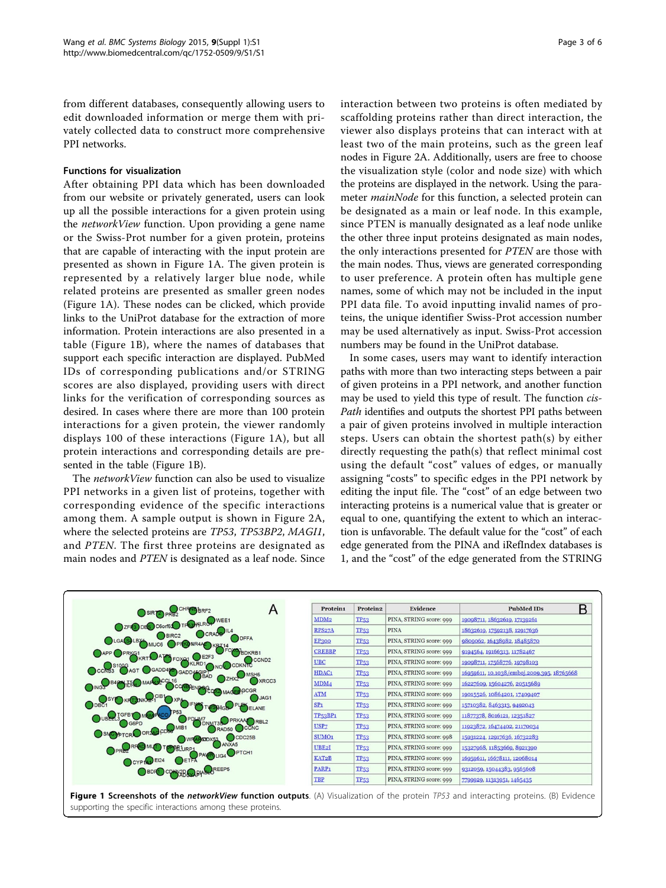from different databases, consequently allowing users to edit downloaded information or merge them with privately collected data to construct more comprehensive PPI networks.

### Functions for visualization

After obtaining PPI data which has been downloaded from our website or privately generated, users can look up all the possible interactions for a given protein using the *networkView* function. Upon providing a gene name or the Swiss-Prot number for a given protein, proteins that are capable of interacting with the input protein are presented as shown in Figure 1A. The given protein is represented by a relatively larger blue node, while related proteins are presented as smaller green nodes (Figure 1A). These nodes can be clicked, which provide links to the UniProt database for the extraction of more information. Protein interactions are also presented in a table (Figure 1B), where the names of databases that support each specific interaction are displayed. PubMed IDs of corresponding publications and/or STRING scores are also displayed, providing users with direct links for the verification of corresponding sources as desired. In cases where there are more than 100 protein interactions for a given protein, the viewer randomly displays 100 of these interactions (Figure 1A), but all protein interactions and corresponding details are presented in the table (Figure 1B).

The *networkView* function can also be used to visualize PPI networks in a given list of proteins, together with corresponding evidence of the specific interactions among them. A sample output is shown in Figure 2A, where the selected proteins are *TP53*, *TP53BP2*, *MAGI1*, and *PTEN*. The first three proteins are designated as main nodes and *PTEN* is designated as a leaf node. Since interaction between two proteins is often mediated by scaffolding proteins rather than direct interaction, the viewer also displays proteins that can interact with at least two of the main proteins, such as the green leaf nodes in Figure 2A. Additionally, users are free to choose the visualization style (color and node size) with which the proteins are displayed in the network. Using the parameter *mainNode* for this function, a selected protein can be designated as a main or leaf node. In this example, since PTEN is manually designated as a leaf node unlike the other three input proteins designated as main nodes, the only interactions presented for *PTEN* are those with the main nodes. Thus, views are generated corresponding to user preference. A protein often has multiple gene names, some of which may not be included in the input PPI data file. To avoid inputting invalid names of proteins, the unique identifier Swiss-Prot accession number may be used alternatively as input. Swiss-Prot accession numbers may be found in the UniProt database.

In some cases, users may want to identify interaction paths with more than two interacting steps between a pair of given proteins in a PPI network, and another function may be used to yield this type of result. The function *cisPath* identifies and outputs the shortest PPI paths between a pair of given proteins involved in multiple interaction steps. Users can obtain the shortest path(s) by either directly requesting the path(s) that reflect minimal cost using the default "cost" values of edges, or manually assigning "costs" to specific edges in the PPI network by editing the input file. The "cost" of an edge between two interacting proteins is a numerical value that is greater or equal to one, quantifying the extent to which an interaction is unfavorable. The default value for the "cost" of each edge generated from the PINA and iRefIndex databases is 1, and the "cost" of the edge generated from the STRING

A

B

| Protein1 | Protein2 | Evidence | PubMed IDs |
|---|---|---|---|
| MDM2 | TP53 | PINA, STRING score: 999 | 19098711, 18632619, 17139261 |
| RPS27A | TP53 | PINA | 18632619, 17592138, 12917636 |
| EP300 | TP53 | PINA, STRING score: 999 | 9809062, 16438982, 18485870 |
| CREBBP | TP53 | PINA, STRING score: 999 | 9194564, 19166313, 11782467 |
| UBC | TP53 | PINA, STRING score: 999 | 19098711, 17568776, 19798103 |
| HDAC1 | TP53 | PINA, STRING score: 999 | 16959611, 10.1038/emboj.2009.395, 18765668 |
| MDM4 | TP53 | PINA, STRING score: 999 | 16227609, 15604276, 20515689 |
| ATM | TP53 | PINA, STRING score: 999 | 19015526, 10864201, 17409407 |
| SP1 | TP53 | PINA, STRING score: 999 | 15710382, 8463313, 9492043 |
| TP53BP1 | TP53 | PINA, STRING score: 999 | 11877378, 8016121, 12351827 |
| USP7 | TP53 | PINA, STRING score: 999 | 11923872, 16474402, 21170034 |
| SUMO1 | TP53 | PINA, STRING score: 998 | 15931224, 12917636, 16732283 |
| UBE2I | TP53 | PINA, STRING score: 999 | 15327968, 11853669, 8921390 |
| KAT2B | TP53 | PINA, STRING score: 999 | 16959611, 16678111, 12068014 |
| PARP1 | TP53 | PINA, STRING score: 999 | 9312059, 15044383, 9565608 |
| TBP | TP53 | PINA, STRING score: 999 | 7799929, 11313951, 1465435 |

**Figure 1 Screenshots of the *networkView* function outputs**. (A) Visualization of the protein *TP53* and interacting proteins. (B) Evidence supporting the specific interactions among these proteins.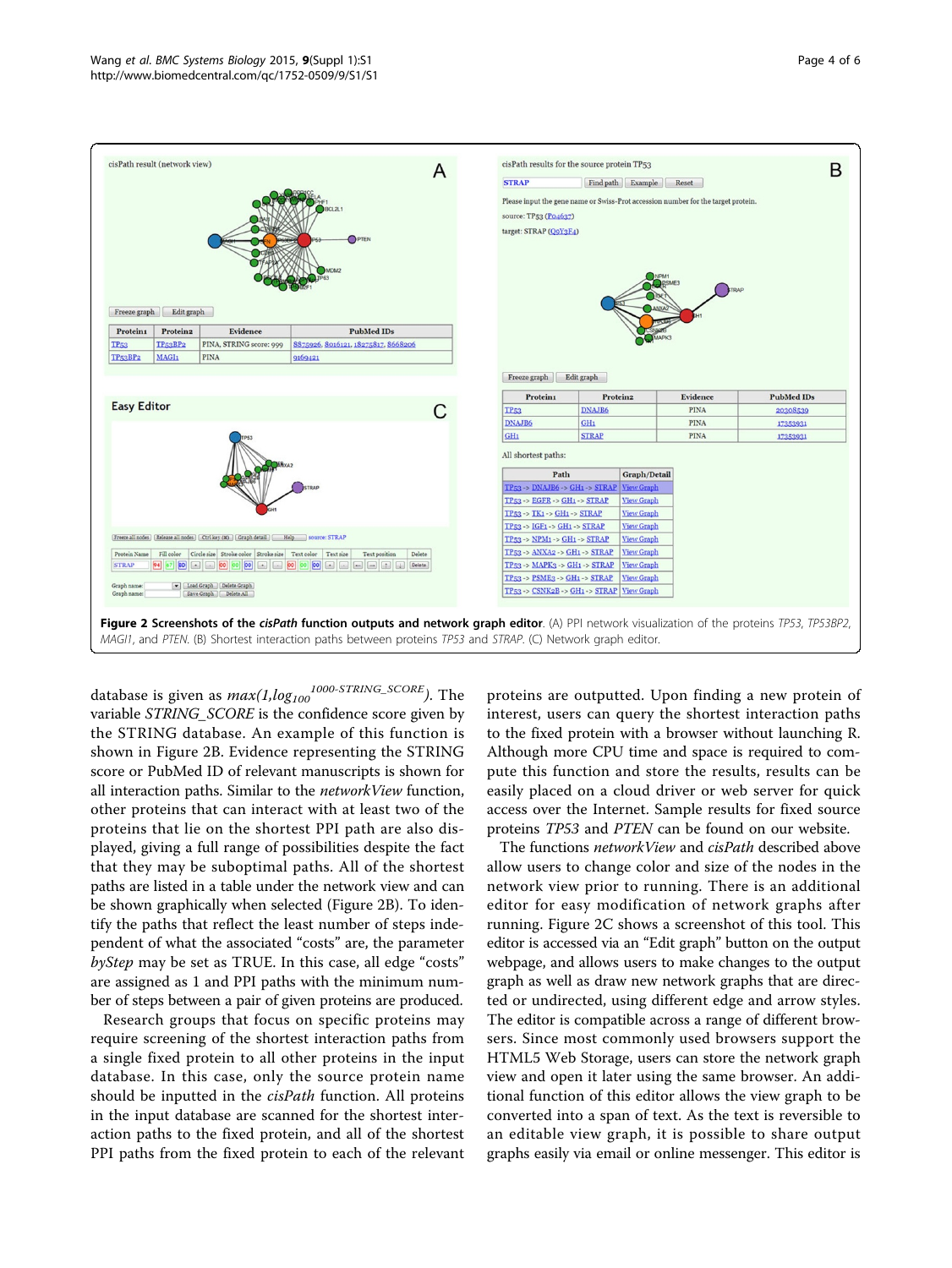cisPath result (network view)

A

Freeze graph | Edit graph

| Protein1 | Protein2 | Evidence | PubMed IDs |
|---|---|---|---|
| TP53 | TP53BP2 | PINA, STRING score: 999 | 8875926, 8016121, 18275817, 8668206 |
| TP53BP2 | MAGI1 | PINA | 9169421 |

cisPath results for the source protein TP53

B

STRAP | Find path | Example | Reset

Please input the gene name or Swiss-Prot accession number for the target protein.

source: TP53 (P04637)

target: STRAP (Q9Y3F4)

Freeze graph | Edit graph

| Protein1 | Protein2 | Evidence | PubMed IDs |
|---|---|---|---|
| TP53 | DNAJB6 | PINA | 20308539 |
| DNAJB6 | GH1 | PINA | 17353931 |
| GH1 | STRAP | PINA | 17353931 |

All shortest paths:

| Path | Graph/Detail |
|---|---|
| TP53 -> DNAJB6 -> GH1 -> STRAP | View Graph |
| TP53 -> EGFR -> GH1 -> STRAP | View Graph |
| TP53 -> TK1 -> GH1 -> STRAP | View Graph |
| TP53 -> IGF1 -> GH1 -> STRAP | View Graph |
| TP53 -> NPM1 -> GH1 -> STRAP | View Graph |
| TP53 -> ANXA2 -> GH1 -> STRAP | View Graph |
| TP53 -> MAPK3 -> GH1 -> STRAP | View Graph |
| TP53 -> PSME3 -> GH1 -> STRAP | View Graph |
| TP53 -> CSNK2B -> GH1 -> STRAP | View Graph |

Easy Editor

C

**Figure 2 Screenshots of the *cisPath* function outputs and network graph editor**. (A) PPI network visualization of the proteins *TP53*, *TP53BP2*, *MAGI1*, and *PTEN*. (B) Shortest interaction paths between proteins *TP53* and *STRAP*. (C) Network graph editor.

database is given as $max(1, log_{100}^{1000\text{-}STRING\_SCORE})$. The variable *STRING_SCORE* is the confidence score given by the STRING database. An example of this function is shown in Figure 2B. Evidence representing the STRING score or PubMed ID of relevant manuscripts is shown for all interaction paths. Similar to the *networkView* function, other proteins that can interact with at least two of the proteins that lie on the shortest PPI path are also displayed, giving a full range of possibilities despite the fact that they may be suboptimal paths. All of the shortest paths are listed in a table under the network view and can be shown graphically when selected (Figure 2B). To identify the paths that reflect the least number of steps independent of what the associated "costs" are, the parameter *byStep* may be set as TRUE. In this case, all edge "costs" are assigned as 1 and PPI paths with the minimum number of steps between a pair of given proteins are produced.

Research groups that focus on specific proteins may require screening of the shortest interaction paths from a single fixed protein to all other proteins in the input database. In this case, only the source protein name should be inputted in the *cisPath* function. All proteins in the input database are scanned for the shortest interaction paths to the fixed protein, and all of the shortest PPI paths from the fixed protein to each of the relevant proteins are outputted. Upon finding a new protein of interest, users can query the shortest interaction paths to the fixed protein with a browser without launching R. Although more CPU time and space is required to compute this function and store the results, results can be easily placed on a cloud driver or web server for quick access over the Internet. Sample results for fixed source proteins *TP53* and *PTEN* can be found on our website.

The functions *networkView* and *cisPath* described above allow users to change color and size of the nodes in the network view prior to running. There is an additional editor for easy modification of network graphs after running. Figure 2C shows a screenshot of this tool. This editor is accessed via an "Edit graph" button on the output webpage, and allows users to make changes to the output graph as well as draw new network graphs that are directed or undirected, using different edge and arrow styles. The editor is compatible across a range of different browsers. Since most commonly used browsers support the HTML5 Web Storage, users can store the network graph view and open it later using the same browser. An additional function of this editor allows the view graph to be converted into a span of text. As the text is reversible to an editable view graph, it is possible to share output graphs easily via email or online messenger. This editor is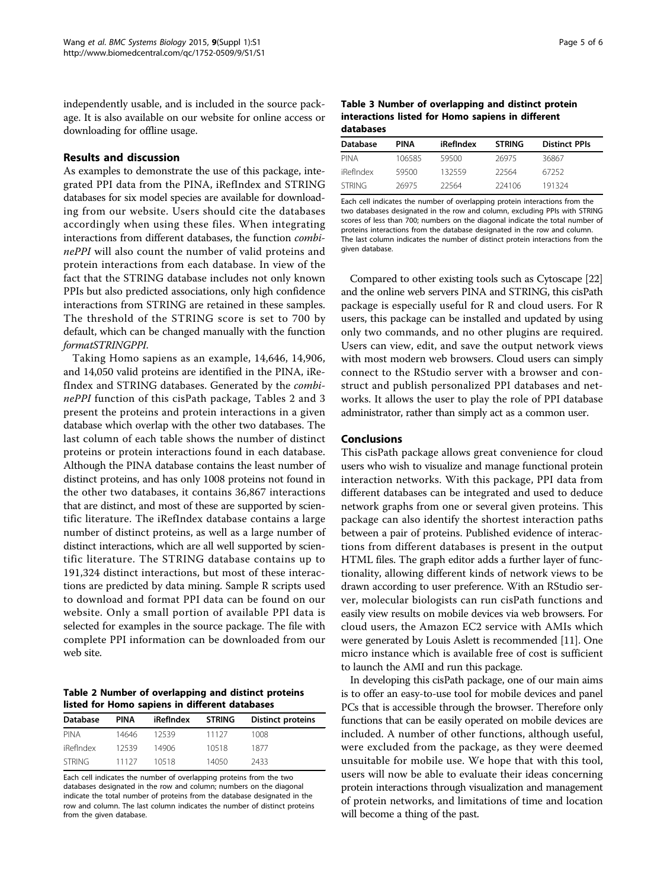independently usable, and is included in the source package. It is also available on our website for online access or downloading for offline usage.

## Results and discussion

As examples to demonstrate the use of this package, integrated PPI data from the PINA, iRefIndex and STRING databases for six model species are available for downloading from our website. Users should cite the databases accordingly when using these files. When integrating interactions from different databases, the function *combinePPI* will also count the number of valid proteins and protein interactions from each database. In view of the fact that the STRING database includes not only known PPIs but also predicted associations, only high confidence interactions from STRING are retained in these samples. The threshold of the STRING score is set to 700 by default, which can be changed manually with the function *formatSTRINGPPI*.

Taking Homo sapiens as an example, 14,646, 14,906, and 14,050 valid proteins are identified in the PINA, iRefIndex and STRING databases. Generated by the *combinePPI* function of this cisPath package, Tables 2 and 3 present the proteins and protein interactions in a given database which overlap with the other two databases. The last column of each table shows the number of distinct proteins or protein interactions found in each database. Although the PINA database contains the least number of distinct proteins, and has only 1008 proteins not found in the other two databases, it contains 36,867 interactions that are distinct, and most of these are supported by scientific literature. The iRefIndex database contains a large number of distinct proteins, as well as a large number of distinct interactions, which are all well supported by scientific literature. The STRING database contains up to 191,324 distinct interactions, but most of these interactions are predicted by data mining. Sample R scripts used to download and format PPI data can be found on our website. Only a small portion of available PPI data is selected for examples in the source package. The file with complete PPI information can be downloaded from our web site.

**Table 2 Number of overlapping and distinct proteins listed for Homo sapiens in different databases**

| Database | PINA | iRefIndex | STRING | Distinct proteins |
|---|---|---|---|---|
| PINA | 14646 | 12539 | 11127 | 1008 |
| iRefIndex | 12539 | 14906 | 10518 | 1877 |
| STRING | 11127 | 10518 | 14050 | 2433 |

Each cell indicates the number of overlapping proteins from the two databases designated in the row and column; numbers on the diagonal indicate the total number of proteins from the database designated in the row and column. The last column indicates the number of distinct proteins from the given database.

**Table 3 Number of overlapping and distinct protein interactions listed for Homo sapiens in different databases**

| Database | PINA | iRefIndex | STRING | Distinct PPIs |
|---|---|---|---|---|
| PINA | 106585 | 59500 | 26975 | 36867 |
| iRefIndex | 59500 | 132559 | 22564 | 67252 |
| STRING | 26975 | 22564 | 224106 | 191324 |

Each cell indicates the number of overlapping protein interactions from the two databases designated in the row and column, excluding PPIs with STRING scores of less than 700; numbers on the diagonal indicate the total number of proteins interactions from the database designated in the row and column. The last column indicates the number of distinct protein interactions from the given database.

Compared to other existing tools such as Cytoscape [22] and the online web servers PINA and STRING, this cisPath package is especially useful for R and cloud users. For R users, this package can be installed and updated by using only two commands, and no other plugins are required. Users can view, edit, and save the output network views with most modern web browsers. Cloud users can simply connect to the RStudio server with a browser and construct and publish personalized PPI databases and networks. It allows the user to play the role of PPI database administrator, rather than simply act as a common user.

## Conclusions

This cisPath package allows great convenience for cloud users who wish to visualize and manage functional protein interaction networks. With this package, PPI data from different databases can be integrated and used to deduce network graphs from one or several given proteins. This package can also identify the shortest interaction paths between a pair of proteins. Published evidence of interactions from different databases is present in the output HTML files. The graph editor adds a further layer of functionality, allowing different kinds of network views to be drawn according to user preference. With an RStudio server, molecular biologists can run cisPath functions and easily view results on mobile devices via web browsers. For cloud users, the Amazon EC2 service with AMIs which were generated by Louis Aslett is recommended [11]. One micro instance which is available free of cost is sufficient to launch the AMI and run this package.

In developing this cisPath package, one of our main aims is to offer an easy-to-use tool for mobile devices and panel PCs that is accessible through the browser. Therefore only functions that can be easily operated on mobile devices are included. A number of other functions, although useful, were excluded from the package, as they were deemed unsuitable for mobile use. We hope that with this tool, users will now be able to evaluate their ideas concerning protein interactions through visualization and management of protein networks, and limitations of time and location will become a thing of the past.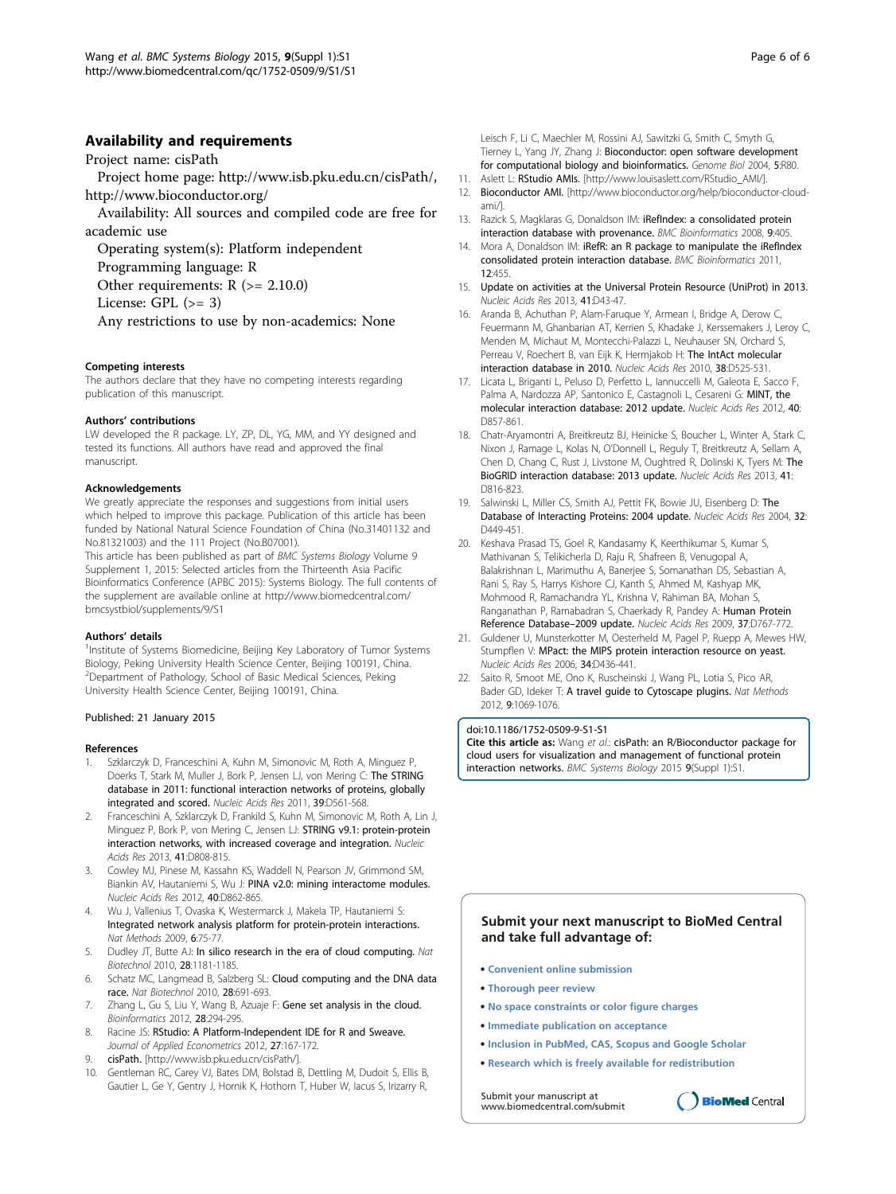## Availability and requirements

Project name: cisPath

Project home page: http://www.isb.pku.edu.cn/cisPath/, http://www.bioconductor.org/

Availability: All sources and compiled code are free for academic use

Operating system(s): Platform independent

Programming language: R

Other requirements: R (>= 2.10.0)

License: GPL (>= 3)

Any restrictions to use by non-academics: None

#### Competing interests

The authors declare that they have no competing interests regarding publication of this manuscript.

#### Authors' contributions

LW developed the R package. LY, ZP, DL, YG, MM, and YY designed and tested its functions. All authors have read and approved the final manuscript.

#### Acknowledgements

We greatly appreciate the responses and suggestions from initial users which helped to improve this package. Publication of this article has been funded by National Natural Science Foundation of China (No.31401132 and No.81321003) and the 111 Project (No.B07001).

This article has been published as part of *BMC Systems Biology* Volume 9 Supplement 1, 2015: Selected articles from the Thirteenth Asia Pacific Bioinformatics Conference (APBC 2015): Systems Biology. The full contents of the supplement are available online at http://www.biomedcentral.com/bmcsystbiol/supplements/9/S1

#### Authors' details

[1]Institute of Systems Biomedicine, Beijing Key Laboratory of Tumor Systems Biology, Peking University Health Science Center, Beijing 100191, China. [2]Department of Pathology, School of Basic Medical Sciences, Peking University Health Science Center, Beijing 100191, China.

Published: 21 January 2015

#### References

1. Szklarczyk D, Franceschini A, Kuhn M, Simonovic M, Roth A, Minguez P, Doerks T, Stark M, Muller J, Bork P, Jensen LJ, von Mering C: **The STRING database in 2011: functional interaction networks of proteins, globally integrated and scored.** *Nucleic Acids Res* 2011, **39**:D561-568.
2. Franceschini A, Szklarczyk D, Frankild S, Kuhn M, Simonovic M, Roth A, Lin J, Minguez P, Bork P, von Mering C, Jensen LJ: **STRING v9.1: protein-protein interaction networks, with increased coverage and integration.** *Nucleic Acids Res* 2013, **41**:D808-815.
3. Cowley MJ, Pinese M, Kassahn KS, Waddell N, Pearson JV, Grimmond SM, Biankin AV, Hautaniemi S, Wu J: **PINA v2.0: mining interactome modules.** *Nucleic Acids Res* 2012, **40**:D862-865.
4. Wu J, Vallenius T, Ovaska K, Westermarck J, Makela TP, Hautaniemi S: **Integrated network analysis platform for protein-protein interactions.** *Nat Methods* 2009, **6**:75-77.
5. Dudley JT, Butte AJ: **In silico research in the era of cloud computing.** *Nat Biotechnol* 2010, **28**:1181-1185.
6. Schatz MC, Langmead B, Salzberg SL: **Cloud computing and the DNA data race.** *Nat Biotechnol* 2010, **28**:691-693.
7. Zhang L, Gu S, Liu Y, Wang B, Azuaje F: **Gene set analysis in the cloud.** *Bioinformatics* 2012, **28**:294-295.
8. Racine JS: **RStudio: A Platform-Independent IDE for R and Sweave.** *Journal of Applied Econometrics* 2012, **27**:167-172.
9. cisPath. [http://www.isb.pku.edu.cn/cisPath/].
10. Gentleman RC, Carey VJ, Bates DM, Bolstad B, Dettling M, Dudoit S, Ellis B, Gautier L, Ge Y, Gentry J, Hornik K, Hothorn T, Huber W, Iacus S, Irizarry R, Leisch F, Li C, Maechler M, Rossini AJ, Sawitzki G, Smith C, Smyth G, Tierney L, Yang JY, Zhang J: **Bioconductor: open software development for computational biology and bioinformatics.** *Genome Biol* 2004, **5**:R80.
11. Aslett L: **RStudio AMIs.** [http://www.louisaslett.com/RStudio_AMI/].
12. **Bioconductor AMI.** [http://www.bioconductor.org/help/bioconductor-cloud-ami/].
13. Razick S, Magklaras G, Donaldson IM: **iRefIndex: a consolidated protein interaction database with provenance.** *BMC Bioinformatics* 2008, **9**:405.
14. Mora A, Donaldson IM: **iRefR: an R package to manipulate the iRefIndex consolidated protein interaction database.** *BMC Bioinformatics* 2011, **12**:455.
15. **Update on activities at the Universal Protein Resource (UniProt) in 2013.** *Nucleic Acids Res* 2013, **41**:D43-47.
16. Aranda B, Achuthan P, Alam-Faruque Y, Armean I, Bridge A, Derow C, Feuermann M, Ghanbarian AT, Kerrien S, Khadake J, Kerssemakers J, Leroy C, Menden M, Michaut M, Montecchi-Palazzi L, Neuhauser SN, Orchard S, Perreau V, Roechert B, van Eijk K, Hermjakob H: **The IntAct molecular interaction database in 2010.** *Nucleic Acids Res* 2010, **38**:D525-531.
17. Licata L, Briganti L, Peluso D, Perfetto L, Iannuccelli M, Galeota E, Sacco F, Palma A, Nardozza AP, Santonico E, Castagnoli L, Cesareni G: **MINT, the molecular interaction database: 2012 update.** *Nucleic Acids Res* 2012, **40**:D857-861.
18. Chatr-Aryamontri A, Breitkreutz BJ, Heinicke S, Boucher L, Winter A, Stark C, Nixon J, Ramage L, Kolas N, O'Donnell L, Reguly T, Breitkreutz A, Sellam A, Chen D, Chang C, Rust J, Livstone M, Oughtred R, Dolinski K, Tyers M: **The BioGRID interaction database: 2013 update.** *Nucleic Acids Res* 2013, **41**:D816-823.
19. Salwinski L, Miller CS, Smith AJ, Pettit FK, Bowie JU, Eisenberg D: **The Database of Interacting Proteins: 2004 update.** *Nucleic Acids Res* 2004, **32**:D449-451.
20. Keshava Prasad TS, Goel R, Kandasamy K, Keerthikumar S, Kumar S, Mathivanan S, Telikicherla D, Raju R, Shafreen B, Venugopal A, Balakrishnan L, Marimuthu A, Banerjee S, Somanathan DS, Sebastian A, Rani S, Ray S, Harrys Kishore CJ, Kanth S, Ahmed M, Kashyap MK, Mohmood R, Ramachandra YL, Krishna V, Rahiman BA, Mohan S, Ranganathan P, Ramabadran S, Chaerkady R, Pandey A: **Human Protein Reference Database–2009 update.** *Nucleic Acids Res* 2009, **37**:D767-772.
21. Guldener U, Munsterkotter M, Oesterheld M, Pagel P, Ruepp A, Mewes HW, Stumpflen V: **MPact: the MIPS protein interaction resource on yeast.** *Nucleic Acids Res* 2006, **34**:D436-441.
22. Saito R, Smoot ME, Ono K, Ruscheinski J, Wang PL, Lotia S, Pico AR, Bader GD, Ideker T: **A travel guide to Cytoscape plugins.** *Nat Methods* 2012, **9**:1069-1076.

doi:10.1186/1752-0509-9-S1-S1

**Cite this article as:** Wang *et al.*: cisPath: an R/Bioconductor package for cloud users for visualization and management of functional protein interaction networks. *BMC Systems Biology* 2015 **9**(Suppl 1):S1.